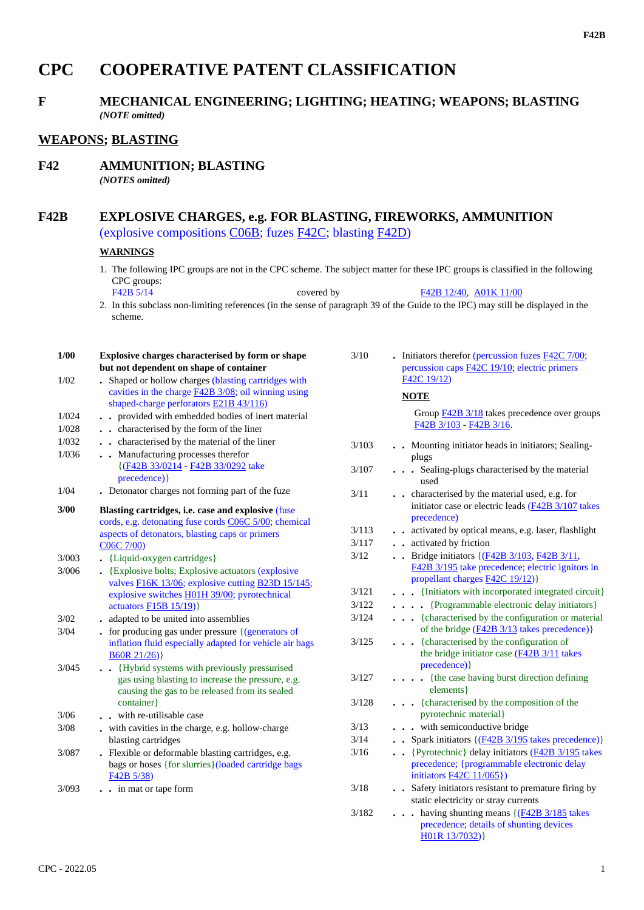# CPC COOPERATIVE PATENT CLASSIFICATION

## F MECHANICAL ENGINEERING; LIGHTING; HEATING; WEAPONS; BLASTING

*(NOTE omitted)*

## WEAPONS; BLASTING

## F42 AMMUNITION; BLASTING

*(NOTES omitted)*

## F42B EXPLOSIVE CHARGES, e.g. FOR BLASTING, FIREWORKS, AMMUNITION

(explosive compositions C06B; fuzes F42C; blasting F42D)

**WARNINGS**

1. The following IPC groups are not in the CPC scheme. The subject matter for these IPC groups is classified in the following CPC groups:
   F42B 5/14 covered by F42B 12/40, A01K 11/00
2. In this subclass non-limiting references (in the sense of paragraph 39 of the Guide to the IPC) may still be displayed in the scheme.

**1/00** **Explosive charges characterised by form or shape but not dependent on shape of container**

1/02 . Shaped or hollow charges (blasting cartridges with cavities in the charge F42B 3/08; oil winning using shaped-charge perforators E21B 43/116)

1/024 . . provided with embedded bodies of inert material

1/028 . . characterised by the form of the liner

1/032 . . characterised by the material of the liner

1/036 . . Manufacturing processes therefor {(F42B 33/0214 - F42B 33/0292 take precedence)}

1/04 . Detonator charges not forming part of the fuze

**3/00** **Blasting cartridges, i.e. case and explosive** (fuse cords, e.g. detonating fuse cords C06C 5/00; chemical aspects of detonators, blasting caps or primers C06C 7/00)

3/003 . {Liquid-oxygen cartridges}

3/006 . {Explosive bolts; Explosive actuators (explosive valves F16K 13/06; explosive cutting B23D 15/145; explosive switches H01H 39/00; pyrotechnical actuators F15B 15/19)}

3/02 . adapted to be united into assemblies

3/04 . for producing gas under pressure {(generators of inflation fluid especially adapted for vehicle air bags B60R 21/26)}

3/045 . . {Hybrid systems with previously pressurised gas using blasting to increase the pressure, e.g. causing the gas to be released from its sealed container}

3/06 . . with re-utilisable case

3/08 . with cavities in the charge, e.g. hollow-charge blasting cartridges

3/087 . Flexible or deformable blasting cartridges, e.g. bags or hoses {for slurries}(loaded cartridge bags F42B 5/38)

3/093 . . in mat or tape form

3/10 . Initiators therefor (percussion fuzes F42C 7/00; percussion caps F42C 19/10; electric primers F42C 19/12)

**NOTE**

Group F42B 3/18 takes precedence over groups F42B 3/103 - F42B 3/16.

3/103 . . Mounting initiator heads in initiators; Sealing-plugs

3/107 . . . Sealing-plugs characterised by the material used

3/11 . . characterised by the material used, e.g. for initiator case or electric leads (F42B 3/107 takes precedence)

3/113 . . activated by optical means, e.g. laser, flashlight

3/117 . . activated by friction

3/12 . . Bridge initiators {(F42B 3/103, F42B 3/11, F42B 3/195 take precedence; electric ignitors in propellant charges F42C 19/12)}

3/121 . . . {Initiators with incorporated integrated circuit}

3/122 . . . . {Programmable electronic delay initiators}

3/124 . . . {characterised by the configuration or material of the bridge (F42B 3/13 takes precedence)}

3/125 . . . {characterised by the configuration of the bridge initiator case (F42B 3/11 takes precedence)}

3/127 . . . . {the case having burst direction defining elements}

3/128 . . . {characterised by the composition of the pyrotechnic material}

3/13 . . . with semiconductive bridge

3/14 . . Spark initiators {(F42B 3/195 takes precedence)}

3/16 . . {Pyrotechnic} delay initiators (F42B 3/195 takes precedence; {programmable electronic delay initiators F42C 11/065})

3/18 . . Safety initiators resistant to premature firing by static electricity or stray currents

3/182 . . . having shunting means {(F42B 3/185 takes precedence; details of shunting devices H01R 13/7032)}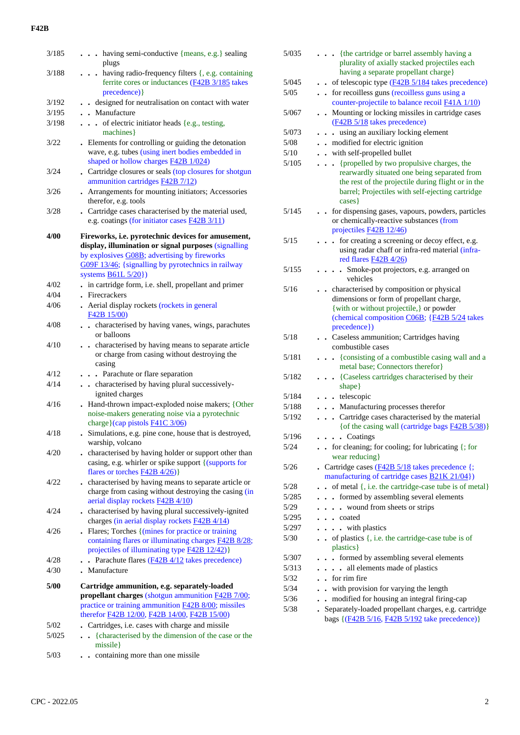| | |
|---|---|
| 3/185 | . . . having semi-conductive {means, e.g.} sealing plugs |
| 3/188 | . . . having radio-frequency filters {, e.g. containing ferrite cores or inductances (F42B 3/185 takes precedence)} |
| 3/192 | . . designed for neutralisation on contact with water |
| 3/195 | . . Manufacture |
| 3/198 | . . . of electric initiator heads {e.g., testing, machines} |
| 3/22 | . Elements for controlling or guiding the detonation wave, e.g. tubes (using inert bodies embedded in shaped or hollow charges F42B 1/024) |
| 3/24 | . Cartridge closures or seals (top closures for shotgun ammunition cartridges F42B 7/12) |
| 3/26 | . Arrangements for mounting initiators; Accessories therefor, e.g. tools |
| 3/28 | . Cartridge cases characterised by the material used, e.g. coatings (for initiator cases F42B 3/11) |
| **4/00** | **Fireworks, i.e. pyrotechnic devices for amusement, display, illumination or signal purposes** (signalling by explosives G08B; advertising by fireworks G09F 13/46; {signalling by pyrotechnics in railway systems B61L 5/20}) |
| 4/02 | . in cartridge form, i.e. shell, propellant and primer |
| 4/04 | . Firecrackers |
| 4/06 | . Aerial display rockets (rockets in general F42B 15/00) |
| 4/08 | . . characterised by having vanes, wings, parachutes or balloons |
| 4/10 | . . characterised by having means to separate article or charge from casing without destroying the casing |
| 4/12 | . . . Parachute or flare separation |
| 4/14 | . . characterised by having plural successively-ignited charges |
| 4/16 | . Hand-thrown impact-exploded noise makers; {Other noise-makers generating noise via a pyrotechnic charge}(cap pistols F41C 3/06) |
| 4/18 | . Simulations, e.g. pine cone, house that is destroyed, warship, volcano |
| 4/20 | . characterised by having holder or support other than casing, e.g. whirler or spike support {(supports for flares or torches F42B 4/26)} |
| 4/22 | . characterised by having means to separate article or charge from casing without destroying the casing (in aerial display rockets F42B 4/10) |
| 4/24 | . characterised by having plural successively-ignited charges (in aerial display rockets F42B 4/14) |
| 4/26 | . Flares; Torches {(mines for practice or training containing flares or illuminating charges F42B 8/28; projectiles of illuminating type F42B 12/42)} |
| 4/28 | . . Parachute flares (F42B 4/12 takes precedence) |
| 4/30 | . Manufacture |
| **5/00** | **Cartridge ammunition, e.g. separately-loaded propellant charges** (shotgun ammunition F42B 7/00; practice or training ammunition F42B 8/00; missiles therefor F42B 12/00, F42B 14/00, F42B 15/00) |
| 5/02 | . Cartridges, i.e. cases with charge and missile |
| 5/025 | . . {characterised by the dimension of the case or the missile} |
| 5/03 | . . containing more than one missile |
| 5/035 | . . . {the cartridge or barrel assembly having a plurality of axially stacked projectiles each having a separate propellant charge} |
| 5/045 | . . of telescopic type (F42B 5/184 takes precedence) |
| 5/05 | . . for recoilless guns (recoilless guns using a counter-projectile to balance recoil F41A 1/10) |
| 5/067 | . . Mounting or locking missiles in cartridge cases (F42B 5/18 takes precedence) |
| 5/073 | . . . using an auxiliary locking element |
| 5/08 | . . modified for electric ignition |
| 5/10 | . . with self-propelled bullet |
| 5/105 | . . . {propelled by two propulsive charges, the rearwardly situated one being separated from the rest of the projectile during flight or in the barrel; Projectiles with self-ejecting cartridge cases} |
| 5/145 | . . for dispensing gases, vapours, powders, particles or chemically-reactive substances (from projectiles F42B 12/46) |
| 5/15 | . . . for creating a screening or decoy effect, e.g. using radar chaff or infra-red material (infra-red flares F42B 4/26) |
| 5/155 | . . . . Smoke-pot projectors, e.g. arranged on vehicles |
| 5/16 | . . characterised by composition or physical dimensions or form of propellant charge, {with or without projectile,} or powder (chemical composition C06B; {F42B 5/24 takes precedence}) |
| 5/18 | . . Caseless ammunition; Cartridges having combustible cases |
| 5/181 | . . . {consisting of a combustible casing wall and a metal base; Connectors therefor} |
| 5/182 | . . . {Caseless cartridges characterised by their shape} |
| 5/184 | . . . telescopic |
| 5/188 | . . . Manufacturing processes therefor |
| 5/192 | . . . Cartridge cases characterised by the material {of the casing wall (cartridge bags F42B 5/38)} |
| 5/196 | . . . . Coatings |
| 5/24 | . . for cleaning; for cooling; for lubricating {; for wear reducing} |
| 5/26 | . Cartridge cases (F42B 5/18 takes precedence {; manufacturing of cartridge cases B21K 21/04}) |
| 5/28 | . . of metal {, i.e. the cartridge-case tube is of metal} |
| 5/285 | . . . formed by assembling several elements |
| 5/29 | . . . . wound from sheets or strips |
| 5/295 | . . . coated |
| 5/297 | . . . . with plastics |
| 5/30 | . . of plastics {, i.e. the cartridge-case tube is of plastics} |
| 5/307 | . . . formed by assembling several elements |
| 5/313 | . . . . all elements made of plastics |
| 5/32 | . . for rim fire |
| 5/34 | . . with provision for varying the length |
| 5/36 | . . modified for housing an integral firing-cap |
| 5/38 | . Separately-loaded propellant charges, e.g. cartridge bags {(F42B 5/16, F42B 5/192 take precedence)} |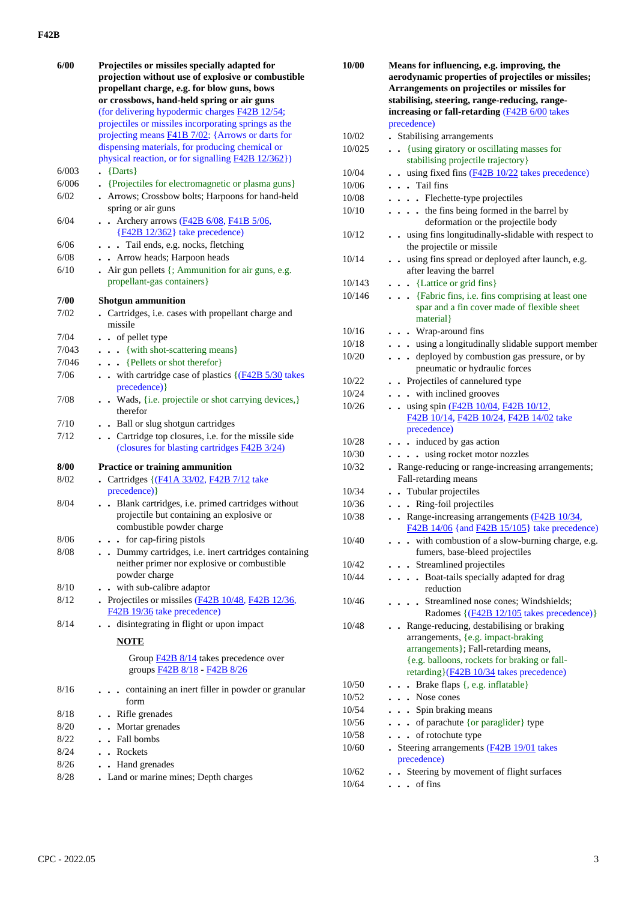| | |
|---|---|
| **6/00** | **Projectiles or missiles specially adapted for projection without use of explosive or combustible propellant charge, e.g. for blow guns, bows or crossbows, hand-held spring or air guns** (for delivering hypodermic charges F42B 12/54; projectiles or missiles incorporating springs as the projecting means F41B 7/02; {Arrows or darts for dispensing materials, for producing chemical or physical reaction, or for signalling F42B 12/362}) |
| 6/003 | . {Darts} |
| 6/006 | . {Projectiles for electromagnetic or plasma guns} |
| 6/02 | . Arrows; Crossbow bolts; Harpoons for hand-held spring or air guns |
| 6/04 | . . Archery arrows (F42B 6/08, F41B 5/06, {F42B 12/362} take precedence) |
| 6/06 | . . . Tail ends, e.g. nocks, fletching |
| 6/08 | . . Arrow heads; Harpoon heads |
| 6/10 | . Air gun pellets {; Ammunition for air guns, e.g. propellant-gas containers} |
| **7/00** | **Shotgun ammunition** |
| 7/02 | . Cartridges, i.e. cases with propellant charge and missile |
| 7/04 | . . of pellet type |
| 7/043 | . . . {with shot-scattering means} |
| 7/046 | . . . {Pellets or shot therefor} |
| 7/06 | . . with cartridge case of plastics {(F42B 5/30 takes precedence)} |
| 7/08 | . . Wads, {i.e. projectile or shot carrying devices,} therefor |
| 7/10 | . . Ball or slug shotgun cartridges |
| 7/12 | . . Cartridge top closures, i.e. for the missile side (closures for blasting cartridges F42B 3/24) |
| **8/00** | **Practice or training ammunition** |
| 8/02 | . Cartridges {(F41A 33/02, F42B 7/12 take precedence)} |
| 8/04 | . . Blank cartridges, i.e. primed cartridges without projectile but containing an explosive or combustible powder charge |
| 8/06 | . . . for cap-firing pistols |
| 8/08 | . . Dummy cartridges, i.e. inert cartridges containing neither primer nor explosive or combustible powder charge |
| 8/10 | . . with sub-calibre adaptor |
| 8/12 | . Projectiles or missiles (F42B 10/48, F42B 12/36, F42B 19/36 take precedence) |
| 8/14 | . . disintegrating in flight or upon impact<br><br>**NOTE**<br><br>Group F42B 8/14 takes precedence over groups F42B 8/18 - F42B 8/26 |
| 8/16 | . . . containing an inert filler in powder or granular form |
| 8/18 | . . Rifle grenades |
| 8/20 | . . Mortar grenades |
| 8/22 | . . Fall bombs |
| 8/24 | . . Rockets |
| 8/26 | . . Hand grenades |
| 8/28 | . Land or marine mines; Depth charges |
| **10/00** | **Means for influencing, e.g. improving, the aerodynamic properties of projectiles or missiles; Arrangements on projectiles or missiles for stabilising, steering, range-reducing, range-increasing or fall-retarding** (F42B 6/00 takes precedence) |
| 10/02 | . Stabilising arrangements |
| 10/025 | . . {using giratory or oscillating masses for stabilising projectile trajectory} |
| 10/04 | . . using fixed fins (F42B 10/22 takes precedence) |
| 10/06 | . . . Tail fins |
| 10/08 | . . . . Flechette-type projectiles |
| 10/10 | . . . . the fins being formed in the barrel by deformation or the projectile body |
| 10/12 | . . using fins longitudinally-slidable with respect to the projectile or missile |
| 10/14 | . . using fins spread or deployed after launch, e.g. after leaving the barrel |
| 10/143 | . . . {Lattice or grid fins} |
| 10/146 | . . . {Fabric fins, i.e. fins comprising at least one spar and a fin cover made of flexible sheet material} |
| 10/16 | . . . Wrap-around fins |
| 10/18 | . . . using a longitudinally slidable support member |
| 10/20 | . . . deployed by combustion gas pressure, or by pneumatic or hydraulic forces |
| 10/22 | . . Projectiles of cannelured type |
| 10/24 | . . . with inclined grooves |
| 10/26 | . . using spin (F42B 10/04, F42B 10/12, F42B 10/14, F42B 10/24, F42B 14/02 take precedence) |
| 10/28 | . . . induced by gas action |
| 10/30 | . . . . using rocket motor nozzles |
| 10/32 | . Range-reducing or range-increasing arrangements; Fall-retarding means |
| 10/34 | . . Tubular projectiles |
| 10/36 | . . . Ring-foil projectiles |
| 10/38 | . . Range-increasing arrangements (F42B 10/34, F42B 14/06 {and F42B 15/105} take precedence) |
| 10/40 | . . . with combustion of a slow-burning charge, e.g. fumers, base-bleed projectiles |
| 10/42 | . . . Streamlined projectiles |
| 10/44 | . . . . Boat-tails specially adapted for drag reduction |
| 10/46 | . . . . Streamlined nose cones; Windshields; Radomes {(F42B 12/105 takes precedence)} |
| 10/48 | . . Range-reducing, destabilising or braking arrangements, {e.g. impact-braking arrangements}; Fall-retarding means, {e.g. balloons, rockets for braking or fall-retarding}(F42B 10/34 takes precedence) |
| 10/50 | . . . Brake flaps {, e.g. inflatable} |
| 10/52 | . . . Nose cones |
| 10/54 | . . . Spin braking means |
| 10/56 | . . . of parachute {or paraglider} type |
| 10/58 | . . . of rotochute type |
| 10/60 | . Steering arrangements (F42B 19/01 takes precedence) |
| 10/62 | . . Steering by movement of flight surfaces |
| 10/64 | . . . of fins |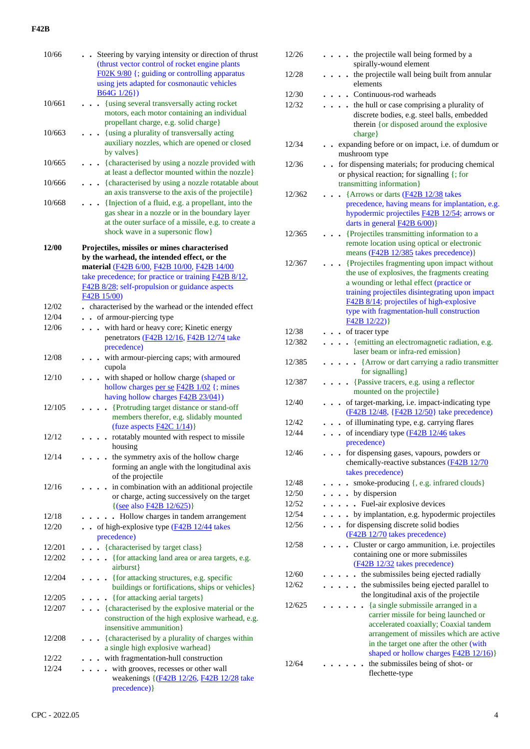| | |
|---|---|
| 10/66 | . . Steering by varying intensity or direction of thrust (thrust vector control of rocket engine plants F02K 9/80 {; guiding or controlling apparatus using jets adapted for cosmonautic vehicles B64G 1/26}) |
| 10/661 | . . . {using several transversally acting rocket motors, each motor containing an individual propellant charge, e.g. solid charge} |
| 10/663 | . . . {using a plurality of transversally acting auxiliary nozzles, which are opened or closed by valves} |
| 10/665 | . . . {characterised by using a nozzle provided with at least a deflector mounted within the nozzle} |
| 10/666 | . . . {characterised by using a nozzle rotatable about an axis transverse to the axis of the projectile} |
| 10/668 | . . . {Injection of a fluid, e.g. a propellant, into the gas shear in a nozzle or in the boundary layer at the outer surface of a missile, e.g. to create a shock wave in a supersonic flow} |
| **12/00** | **Projectiles, missiles or mines characterised by the warhead, the intended effect, or the material** (F42B 6/00, F42B 10/00, F42B 14/00 take precedence; for practice or training F42B 8/12, F42B 8/28; self-propulsion or guidance aspects F42B 15/00) |
| 12/02 | . characterised by the warhead or the intended effect |
| 12/04 | . . of armour-piercing type |
| 12/06 | . . . with hard or heavy core; Kinetic energy penetrators (F42B 12/16, F42B 12/74 take precedence) |
| 12/08 | . . . with armour-piercing caps; with armoured cupola |
| 12/10 | . . . with shaped or hollow charge (shaped or hollow charges per se F42B 1/02 {; mines having hollow charges F42B 23/04}) |
| 12/105 | . . . . {Protruding target distance or stand-off members therefor, e.g. slidably mounted (fuze aspects F42C 1/14)} |
| 12/12 | . . . . rotatably mounted with respect to missile housing |
| 12/14 | . . . . the symmetry axis of the hollow charge forming an angle with the longitudinal axis of the projectile |
| 12/16 | . . . . in combination with an additional projectile or charge, acting successively on the target {(see also F42B 12/625)} |
| 12/18 | . . . . . Hollow charges in tandem arrangement |
| 12/20 | . . of high-explosive type (F42B 12/44 takes precedence) |
| 12/201 | . . . {characterised by target class} |
| 12/202 | . . . . {for attacking land area or area targets, e.g. airburst} |
| 12/204 | . . . . {for attacking structures, e.g. specific buildings or fortifications, ships or vehicles} |
| 12/205 | . . . . {for attacking aerial targets} |
| 12/207 | . . . {characterised by the explosive material or the construction of the high explosive warhead, e.g. insensitive ammunition} |
| 12/208 | . . . {characterised by a plurality of charges within a single high explosive warhead} |
| 12/22 | . . . with fragmentation-hull construction |
| 12/24 | . . . . with grooves, recesses or other wall weakenings {(F42B 12/26, F42B 12/28 take precedence)} |
| 12/26 | . . . . the projectile wall being formed by a spirally-wound element |
| 12/28 | . . . . the projectile wall being built from annular elements |
| 12/30 | . . . . Continuous-rod warheads |
| 12/32 | . . . . the hull or case comprising a plurality of discrete bodies, e.g. steel balls, embedded therein {or disposed around the explosive charge} |
| 12/34 | . . expanding before or on impact, i.e. of dumdum or mushroom type |
| 12/36 | . . for dispensing materials; for producing chemical or physical reaction; for signalling {; for transmitting information} |
| 12/362 | . . . {Arrows or darts (F42B 12/38 takes precedence, having means for implantation, e.g. hypodermic projectiles F42B 12/54; arrows or darts in general F42B 6/00)} |
| 12/365 | . . . {Projectiles transmitting information to a remote location using optical or electronic means (F42B 12/385 takes precedence)} |
| 12/367 | . . . {Projectiles fragmenting upon impact without the use of explosives, the fragments creating a wounding or lethal effect (practice or training projectiles disintegrating upon impact F42B 8/14; projectiles of high-explosive type with fragmentation-hull construction F42B 12/22)} |
| 12/38 | . . . of tracer type |
| 12/382 | . . . . {emitting an electromagnetic radiation, e.g. laser beam or infra-red emission} |
| 12/385 | . . . . . {Arrow or dart carrying a radio transmitter for signalling} |
| 12/387 | . . . . {Passive tracers, e.g. using a reflector mounted on the projectile} |
| 12/40 | . . . of target-marking, i.e. impact-indicating type (F42B 12/48, {F42B 12/50} take precedence) |
| 12/42 | . . . of illuminating type, e.g. carrying flares |
| 12/44 | . . . of incendiary type (F42B 12/46 takes precedence) |
| 12/46 | . . . for dispensing gases, vapours, powders or chemically-reactive substances (F42B 12/70 takes precedence) |
| 12/48 | . . . . smoke-producing {, e.g. infrared clouds} |
| 12/50 | . . . . by dispersion |
| 12/52 | . . . . . Fuel-air explosive devices |
| 12/54 | . . . . by implantation, e.g. hypodermic projectiles |
| 12/56 | . . . for dispensing discrete solid bodies (F42B 12/70 takes precedence) |
| 12/58 | . . . . Cluster or cargo ammunition, i.e. projectiles containing one or more submissiles (F42B 12/32 takes precedence) |
| 12/60 | . . . . . the submissiles being ejected radially |
| 12/62 | . . . . . the submissiles being ejected parallel to the longitudinal axis of the projectile |
| 12/625 | . . . . . . {a single submissile arranged in a carrier missile for being launched or accelerated coaxially; Coaxial tandem arrangement of missiles which are active in the target one after the other (with shaped or hollow charges F42B 12/16)} |
| 12/64 | . . . . . . the submissiles being of shot- or flechette-type |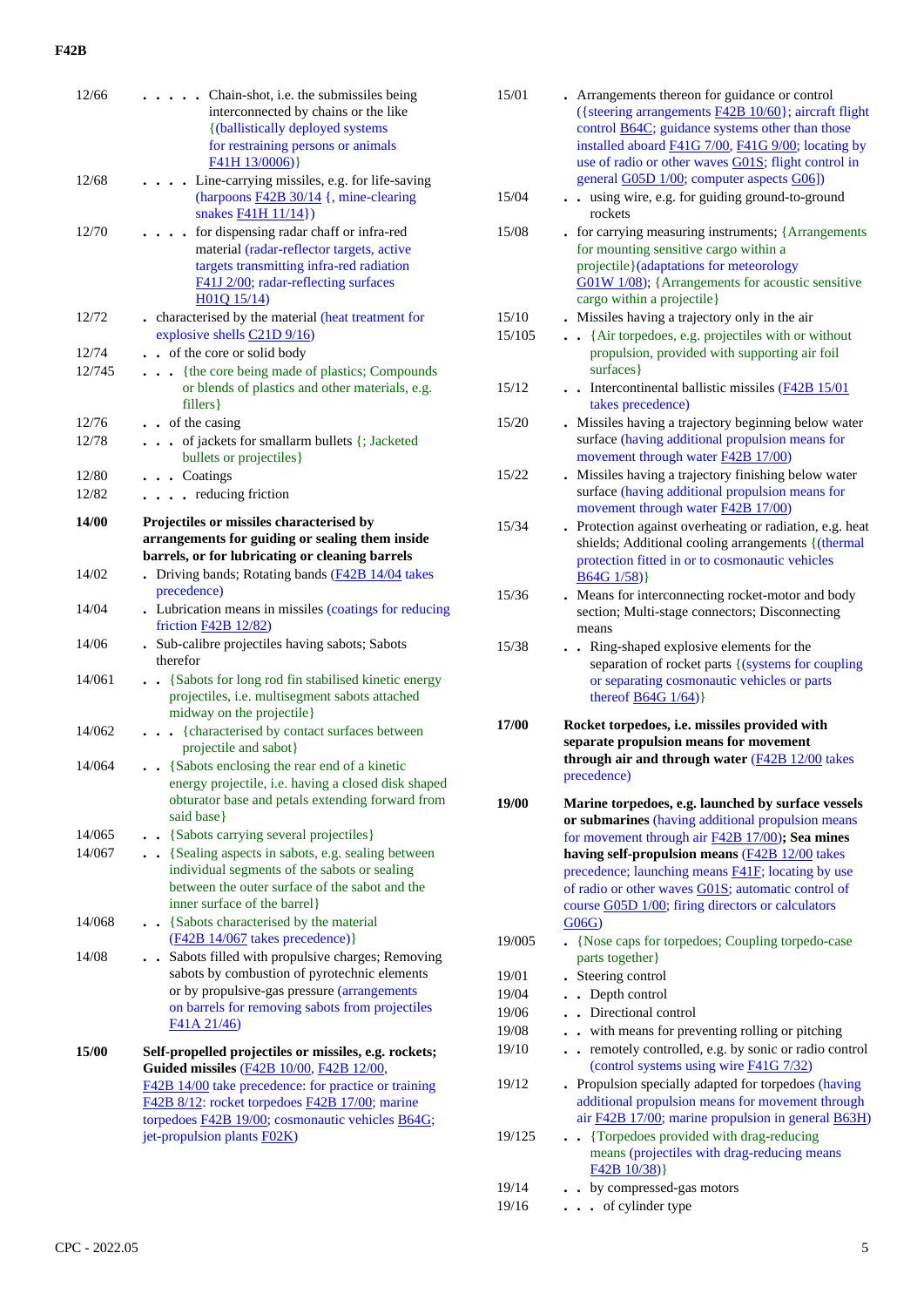| | |
|---|---|
| 12/66 | . . . . . Chain-shot, i.e. the submissiles being interconnected by chains or the like {(ballistically deployed systems for restraining persons or animals F41H 13/0006)} |
| 12/68 | . . . . Line-carrying missiles, e.g. for life-saving (harpoons F42B 30/14 {, mine-clearing snakes F41H 11/14}) |
| 12/70 | . . . . for dispensing radar chaff or infra-red material (radar-reflector targets, active targets transmitting infra-red radiation F41J 2/00; radar-reflecting surfaces H01Q 15/14) |
| 12/72 | . characterised by the material (heat treatment for explosive shells C21D 9/16) |
| 12/74 | . . of the core or solid body |
| 12/745 | . . . {the core being made of plastics; Compounds or blends of plastics and other materials, e.g. fillers} |
| 12/76 | . . of the casing |
| 12/78 | . . . of jackets for smallarm bullets {; Jacketed bullets or projectiles} |
| 12/80 | . . . Coatings |
| 12/82 | . . . . reducing friction |
| **14/00** | **Projectiles or missiles characterised by arrangements for guiding or sealing them inside barrels, or for lubricating or cleaning barrels** |
| 14/02 | . Driving bands; Rotating bands (F42B 14/04 takes precedence) |
| 14/04 | . Lubrication means in missiles (coatings for reducing friction F42B 12/82) |
| 14/06 | . Sub-calibre projectiles having sabots; Sabots therefor |
| 14/061 | . . {Sabots for long rod fin stabilised kinetic energy projectiles, i.e. multisegment sabots attached midway on the projectile} |
| 14/062 | . . . {characterised by contact surfaces between projectile and sabot} |
| 14/064 | . . {Sabots enclosing the rear end of a kinetic energy projectile, i.e. having a closed disk shaped obturator base and petals extending forward from said base} |
| 14/065 | . . {Sabots carrying several projectiles} |
| 14/067 | . . {Sealing aspects in sabots, e.g. sealing between individual segments of the sabots or sealing between the outer surface of the sabot and the inner surface of the barrel} |
| 14/068 | . . {Sabots characterised by the material (F42B 14/067 takes precedence)} |
| 14/08 | . . Sabots filled with propulsive charges; Removing sabots by combustion of pyrotechnic elements or by propulsive-gas pressure (arrangements on barrels for removing sabots from projectiles F41A 21/46) |
| **15/00** | **Self-propelled projectiles or missiles, e.g. rockets; Guided missiles** (F42B 10/00, F42B 12/00, F42B 14/00 take precedence: for practice or training F42B 8/12: rocket torpedoes F42B 17/00; marine torpedoes F42B 19/00; cosmonautic vehicles B64G; jet-propulsion plants F02K) |
| 15/01 | . Arrangements thereon for guidance or control ({steering arrangements F42B 10/60}; aircraft flight control B64C; guidance systems other than those installed aboard F41G 7/00, F41G 9/00; locating by use of radio or other waves G01S; flight control in general G05D 1/00; computer aspects G06]) |
| 15/04 | . . using wire, e.g. for guiding ground-to-ground rockets |
| 15/08 | . for carrying measuring instruments; {Arrangements for mounting sensitive cargo within a projectile}(adaptations for meteorology G01W 1/08); {Arrangements for acoustic sensitive cargo within a projectile} |
| 15/10 | . Missiles having a trajectory only in the air |
| 15/105 | . . {Air torpedoes, e.g. projectiles with or without propulsion, provided with supporting air foil surfaces} |
| 15/12 | . . Intercontinental ballistic missiles (F42B 15/01 takes precedence) |
| 15/20 | . Missiles having a trajectory beginning below water surface (having additional propulsion means for movement through water F42B 17/00) |
| 15/22 | . Missiles having a trajectory finishing below water surface (having additional propulsion means for movement through water F42B 17/00) |
| 15/34 | . Protection against overheating or radiation, e.g. heat shields; Additional cooling arrangements {(thermal protection fitted in or to cosmonautic vehicles B64G 1/58)} |
| 15/36 | . Means for interconnecting rocket-motor and body section; Multi-stage connectors; Disconnecting means |
| 15/38 | . . Ring-shaped explosive elements for the separation of rocket parts {(systems for coupling or separating cosmonautic vehicles or parts thereof B64G 1/64)} |
| **17/00** | **Rocket torpedoes, i.e. missiles provided with separate propulsion means for movement through air and through water** (F42B 12/00 takes precedence) |
| **19/00** | **Marine torpedoes, e.g. launched by surface vessels or submarines** (having additional propulsion means for movement through air F42B 17/00)**; Sea mines having self-propulsion means** (F42B 12/00 takes precedence; launching means F41F; locating by use of radio or other waves G01S; automatic control of course G05D 1/00; firing directors or calculators G06G) |
| 19/005 | . {Nose caps for torpedoes; Coupling torpedo-case parts together} |
| 19/01 | . Steering control |
| 19/04 | . . Depth control |
| 19/06 | . . Directional control |
| 19/08 | . . with means for preventing rolling or pitching |
| 19/10 | . . remotely controlled, e.g. by sonic or radio control (control systems using wire F41G 7/32) |
| 19/12 | . Propulsion specially adapted for torpedoes (having additional propulsion means for movement through air F42B 17/00; marine propulsion in general B63H) |
| 19/125 | . . {Torpedoes provided with drag-reducing means (projectiles with drag-reducing means F42B 10/38)} |
| 19/14 | . . by compressed-gas motors |
| 19/16 | . . . of cylinder type |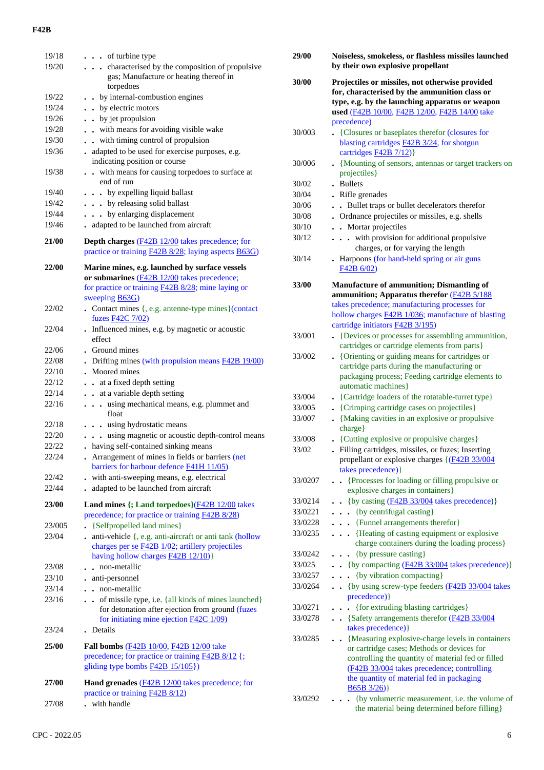| | |
|---|---|
| 19/18 | . . . of turbine type |
| 19/20 | . . . characterised by the composition of propulsive gas; Manufacture or heating thereof in torpedoes |
| 19/22 | . . by internal-combustion engines |
| 19/24 | . . by electric motors |
| 19/26 | . . by jet propulsion |
| 19/28 | . . with means for avoiding visible wake |
| 19/30 | . . with timing control of propulsion |
| 19/36 | . adapted to be used for exercise purposes, e.g. indicating position or course |
| 19/38 | . . with means for causing torpedoes to surface at end of run |
| 19/40 | . . . by expelling liquid ballast |
| 19/42 | . . . by releasing solid ballast |
| 19/44 | . . . by enlarging displacement |
| 19/46 | . adapted to be launched from aircraft |
| **21/00** | **Depth charges** (F42B 12/00 takes precedence; for practice or training F42B 8/28; laying aspects B63G) |
| **22/00** | **Marine mines, e.g. launched by surface vessels or submarines** (F42B 12/00 takes precedence; for practice or training F42B 8/28; mine laying or sweeping B63G) |
| 22/02 | . Contact mines {, e.g. antenne-type mines}(contact fuzes F42C 7/02) |
| 22/04 | . Influenced mines, e.g. by magnetic or acoustic effect |
| 22/06 | . Ground mines |
| 22/08 | . Drifting mines (with propulsion means F42B 19/00) |
| 22/10 | . Moored mines |
| 22/12 | . . at a fixed depth setting |
| 22/14 | . . at a variable depth setting |
| 22/16 | . . . using mechanical means, e.g. plummet and float |
| 22/18 | . . . using hydrostatic means |
| 22/20 | . . . using magnetic or acoustic depth-control means |
| 22/22 | . having self-contained sinking means |
| 22/24 | . Arrangement of mines in fields or barriers (net barriers for harbour defence F41H 11/05) |
| 22/42 | . with anti-sweeping means, e.g. electrical |
| 22/44 | . adapted to be launched from aircraft |
| **23/00** | **Land mines {; Land torpedoes}**(F42B 12/00 takes precedence; for practice or training F42B 8/28) |
| 23/005 | . {Selfpropelled land mines} |
| 23/04 | . anti-vehicle {, e.g. anti-aircraft or anti tank (hollow charges per se F42B 1/02; artillery projectiles having hollow charges F42B 12/10)} |
| 23/08 | . . non-metallic |
| 23/10 | . anti-personnel |
| 23/14 | . . non-metallic |
| 23/16 | . . of missile type, i.e. {all kinds of mines launched} for detonation after ejection from ground (fuzes for initiating mine ejection F42C 1/09) |
| 23/24 | . Details |
| **25/00** | **Fall bombs** (F42B 10/00, F42B 12/00 take precedence; for practice or training F42B 8/12 {; gliding type bombs F42B 15/105}) |
| **27/00** | **Hand grenades** (F42B 12/00 takes precedence; for practice or training F42B 8/12) |
| 27/08 | . with handle |
| **29/00** | **Noiseless, smokeless, or flashless missiles launched by their own explosive propellant** |
| **30/00** | **Projectiles or missiles, not otherwise provided for, characterised by the ammunition class or type, e.g. by the launching apparatus or weapon used** (F42B 10/00, F42B 12/00, F42B 14/00 take precedence) |
| 30/003 | . {Closures or baseplates therefor (closures for blasting cartridges F42B 3/24, for shotgun cartridges F42B 7/12)} |
| 30/006 | . {Mounting of sensors, antennas or target trackers on projectiles} |
| 30/02 | . Bullets |
| 30/04 | . Rifle grenades |
| 30/06 | . . Bullet traps or bullet decelerators therefor |
| 30/08 | . Ordnance projectiles or missiles, e.g. shells |
| 30/10 | . . Mortar projectiles |
| 30/12 | . . . with provision for additional propulsive charges, or for varying the length |
| 30/14 | . Harpoons (for hand-held spring or air guns F42B 6/02) |
| **33/00** | **Manufacture of ammunition; Dismantling of ammunition; Apparatus therefor** (F42B 5/188 takes precedence; manufacturing processes for hollow charges F42B 1/036; manufacture of blasting cartridge initiators F42B 3/195) |
| 33/001 | . {Devices or processes for assembling ammunition, cartridges or cartridge elements from parts} |
| 33/002 | . {Orienting or guiding means for cartridges or cartridge parts during the manufacturing or packaging process; Feeding cartridge elements to automatic machines} |
| 33/004 | . {Cartridge loaders of the rotatable-turret type} |
| 33/005 | . {Crimping cartridge cases on projectiles} |
| 33/007 | . {Making cavities in an explosive or propulsive charge} |
| 33/008 | . {Cutting explosive or propulsive charges} |
| 33/02 | . Filling cartridges, missiles, or fuzes; Inserting propellant or explosive charges {(F42B 33/004 takes precedence)} |
| 33/0207 | . . {Processes for loading or filling propulsive or explosive charges in containers} |
| 33/0214 | . . {by casting (F42B 33/004 takes precedence)} |
| 33/0221 | . . . {by centrifugal casting} |
| 33/0228 | . . . {Funnel arrangements therefor} |
| 33/0235 | . . . {Heating of casting equipment or explosive charge containers during the loading process} |
| 33/0242 | . . . {by pressure casting} |
| 33/025 | . . {by compacting (F42B 33/004 takes precedence)} |
| 33/0257 | . . . {by vibration compacting} |
| 33/0264 | . . {by using screw-type feeders (F42B 33/004 takes precedence)} |
| 33/0271 | . . . {for extruding blasting cartridges} |
| 33/0278 | . . {Safety arrangements therefor (F42B 33/004 takes precedence)} |
| 33/0285 | . . {Measuring explosive-charge levels in containers or cartridge cases; Methods or devices for controlling the quantity of material fed or filled (F42B 33/004 takes precedence; controlling the quantity of material fed in packaging B65B 3/26)} |
| 33/0292 | . . . {by volumetric measurement, i.e. the volume of the material being determined before filling} |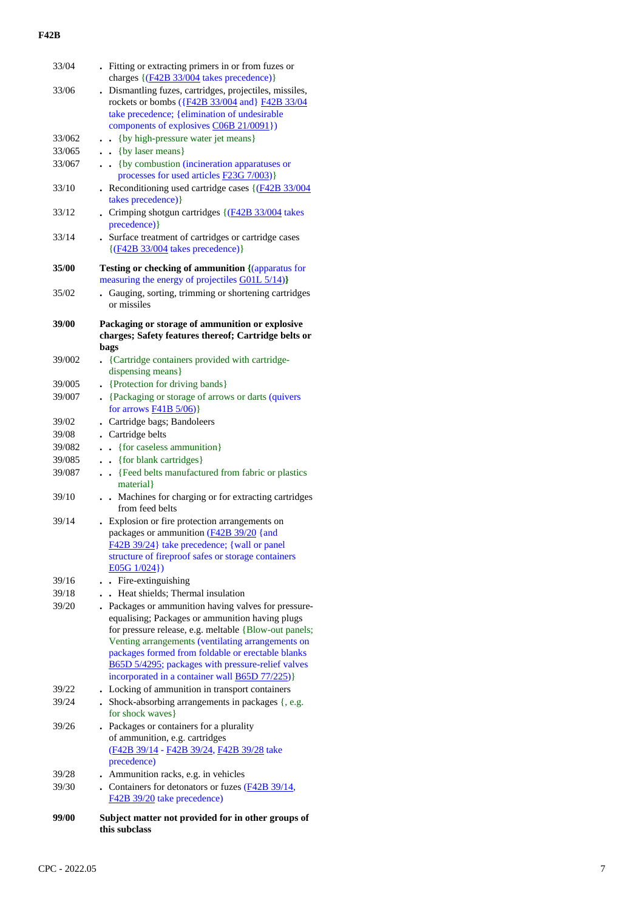| | |
|---|---|
| 33/04 | . Fitting or extracting primers in or from fuzes or charges {(F42B 33/004 takes precedence)} |
| 33/06 | . Dismantling fuzes, cartridges, projectiles, missiles, rockets or bombs ({F42B 33/004 and} F42B 33/04 take precedence; {elimination of undesirable components of explosives C06B 21/0091}) |
| 33/062 | . . {by high-pressure water jet means} |
| 33/065 | . . {by laser means} |
| 33/067 | . . {by combustion (incineration apparatuses or processes for used articles F23G 7/003)} |
| 33/10 | . Reconditioning used cartridge cases {(F42B 33/004 takes precedence)} |
| 33/12 | . Crimping shotgun cartridges {(F42B 33/004 takes precedence)} |
| 33/14 | . Surface treatment of cartridges or cartridge cases {(F42B 33/004 takes precedence)} |
| **35/00** | **Testing or checking of ammunition {**(apparatus for measuring the energy of projectiles G01L 5/14)**}** |
| 35/02 | . Gauging, sorting, trimming or shortening cartridges or missiles |
| **39/00** | **Packaging or storage of ammunition or explosive charges; Safety features thereof; Cartridge belts or bags** |
| 39/002 | . {Cartridge containers provided with cartridge-dispensing means} |
| 39/005 | . {Protection for driving bands} |
| 39/007 | . {Packaging or storage of arrows or darts (quivers for arrows F41B 5/06)} |
| 39/02 | . Cartridge bags; Bandoleers |
| 39/08 | . Cartridge belts |
| 39/082 | . . {for caseless ammunition} |
| 39/085 | . . {for blank cartridges} |
| 39/087 | . . {Feed belts manufactured from fabric or plastics material} |
| 39/10 | . . Machines for charging or for extracting cartridges from feed belts |
| 39/14 | . Explosion or fire protection arrangements on packages or ammunition (F42B 39/20 {and F42B 39/24} take precedence; {wall or panel structure of fireproof safes or storage containers E05G 1/024}) |
| 39/16 | . . Fire-extinguishing |
| 39/18 | . . Heat shields; Thermal insulation |
| 39/20 | . Packages or ammunition having valves for pressure-equalising; Packages or ammunition having plugs for pressure release, e.g. meltable {Blow-out panels; Venting arrangements (ventilating arrangements on packages formed from foldable or erectable blanks B65D 5/4295; packages with pressure-relief valves incorporated in a container wall B65D 77/225)} |
| 39/22 | . Locking of ammunition in transport containers |
| 39/24 | . Shock-absorbing arrangements in packages {, e.g. for shock waves} |
| 39/26 | . Packages or containers for a plurality of ammunition, e.g. cartridges (F42B 39/14 - F42B 39/24, F42B 39/28 take precedence) |
| 39/28 | . Ammunition racks, e.g. in vehicles |
| 39/30 | . Containers for detonators or fuzes (F42B 39/14, F42B 39/20 take precedence) |
| **99/00** | **Subject matter not provided for in other groups of this subclass** |